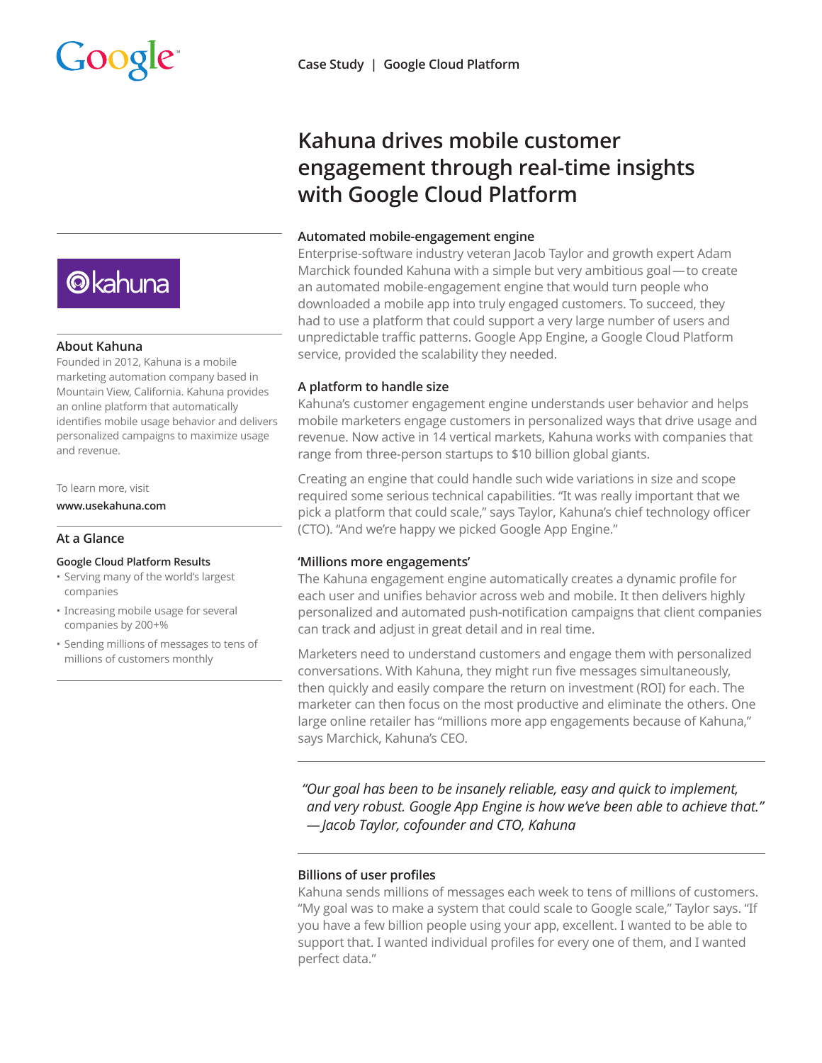Case Study | Google Cloud Platform

# Kahuna drives mobile customer engagement through real-time insights with Google Cloud Platform

### About Kahuna

Founded in 2012, Kahuna is a mobile marketing automation company based in Mountain View, California. Kahuna provides an online platform that automatically identifies mobile usage behavior and delivers personalized campaigns to maximize usage and revenue.

To learn more, visit
**www.usekahuna.com**

### At a Glance

**Google Cloud Platform Results**

- Serving many of the world's largest companies
- Increasing mobile usage for several companies by 200+%
- Sending millions of messages to tens of millions of customers monthly

### Automated mobile-engagement engine

Enterprise-software industry veteran Jacob Taylor and growth expert Adam Marchick founded Kahuna with a simple but very ambitious goal — to create an automated mobile-engagement engine that would turn people who downloaded a mobile app into truly engaged customers. To succeed, they had to use a platform that could support a very large number of users and unpredictable traffic patterns. Google App Engine, a Google Cloud Platform service, provided the scalability they needed.

### A platform to handle size

Kahuna's customer engagement engine understands user behavior and helps mobile marketers engage customers in personalized ways that drive usage and revenue. Now active in 14 vertical markets, Kahuna works with companies that range from three-person startups to $10 billion global giants.

Creating an engine that could handle such wide variations in size and scope required some serious technical capabilities. "It was really important that we pick a platform that could scale," says Taylor, Kahuna's chief technology officer (CTO). "And we're happy we picked Google App Engine."

### 'Millions more engagements'

The Kahuna engagement engine automatically creates a dynamic profile for each user and unifies behavior across web and mobile. It then delivers highly personalized and automated push-notification campaigns that client companies can track and adjust in great detail and in real time.

Marketers need to understand customers and engage them with personalized conversations. With Kahuna, they might run five messages simultaneously, then quickly and easily compare the return on investment (ROI) for each. The marketer can then focus on the most productive and eliminate the others. One large online retailer has "millions more app engagements because of Kahuna," says Marchick, Kahuna's CEO.

> *"Our goal has been to be insanely reliable, easy and quick to implement, and very robust. Google App Engine is how we've been able to achieve that."*
> *— Jacob Taylor, cofounder and CTO, Kahuna*

### Billions of user profiles

Kahuna sends millions of messages each week to tens of millions of customers. "My goal was to make a system that could scale to Google scale," Taylor says. "If you have a few billion people using your app, excellent. I wanted to be able to support that. I wanted individual profiles for every one of them, and I wanted perfect data."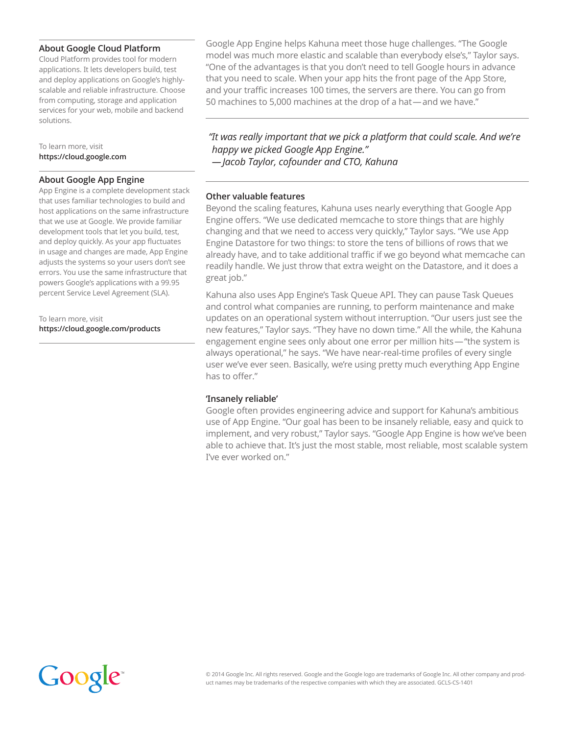Google App Engine helps Kahuna meet those huge challenges. "The Google model was much more elastic and scalable than everybody else's," Taylor says. "One of the advantages is that you don't need to tell Google hours in advance that you need to scale. When your app hits the front page of the App Store, and your traffic increases 100 times, the servers are there. You can go from 50 machines to 5,000 machines at the drop of a hat — and we have."

*"It was really important that we pick a platform that could scale. And we're happy we picked Google App Engine."*
*— Jacob Taylor, cofounder and CTO, Kahuna*

### Other valuable features

Beyond the scaling features, Kahuna uses nearly everything that Google App Engine offers. "We use dedicated memcache to store things that are highly changing and that we need to access very quickly," Taylor says. "We use App Engine Datastore for two things: to store the tens of billions of rows that we already have, and to take additional traffic if we go beyond what memcache can readily handle. We just throw that extra weight on the Datastore, and it does a great job."

Kahuna also uses App Engine's Task Queue API. They can pause Task Queues and control what companies are running, to perform maintenance and make updates on an operational system without interruption. "Our users just see the new features," Taylor says. "They have no down time." All the while, the Kahuna engagement engine sees only about one error per million hits — "the system is always operational," he says. "We have near-real-time profiles of every single user we've ever seen. Basically, we're using pretty much everything App Engine has to offer."

### 'Insanely reliable'

Google often provides engineering advice and support for Kahuna's ambitious use of App Engine. "Our goal has been to be insanely reliable, easy and quick to implement, and very robust," Taylor says. "Google App Engine is how we've been able to achieve that. It's just the most stable, most reliable, most scalable system I've ever worked on."

### About Google Cloud Platform

Cloud Platform provides tool for modern applications. It lets developers build, test and deploy applications on Google's highly-scalable and reliable infrastructure. Choose from computing, storage and application services for your web, mobile and backend solutions.

To learn more, visit
**https://cloud.google.com**

### About Google App Engine

App Engine is a complete development stack that uses familiar technologies to build and host applications on the same infrastructure that we use at Google. We provide familiar development tools that let you build, test, and deploy quickly. As your app fluctuates in usage and changes are made, App Engine adjusts the systems so your users don't see errors. You use the same infrastructure that powers Google's applications with a 99.95 percent Service Level Agreement (SLA).

To learn more, visit
**https://cloud.google.com/products**

Google

© 2014 Google Inc. All rights reserved. Google and the Google logo are trademarks of Google Inc. All other company and product names may be trademarks of the respective companies with which they are associated. GCLS-CS-1401